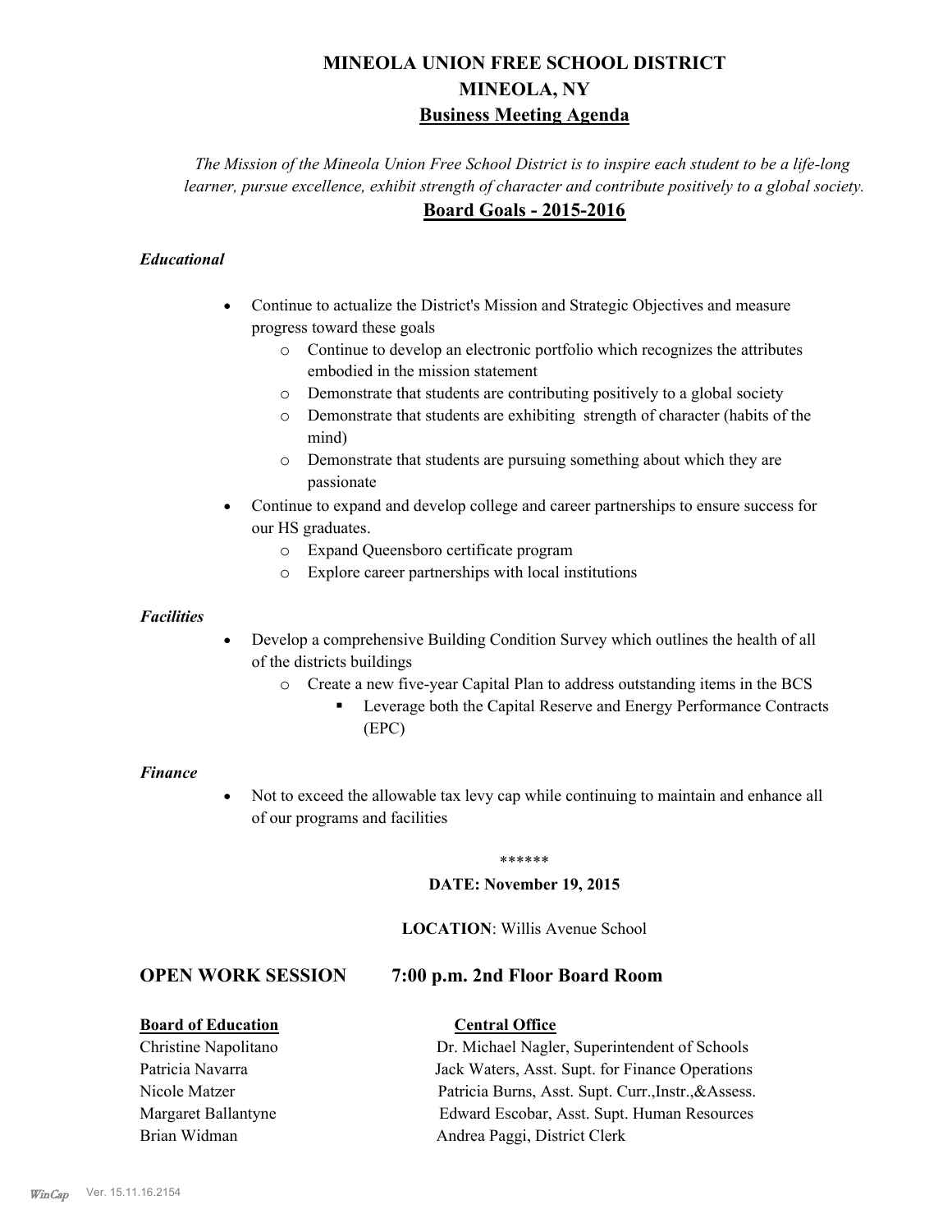# MINEOLA UNION FREE SCHOOL DISTRICT
## MINEOLA, NY
## Business Meeting Agenda

*The Mission of the Mineola Union Free School District is to inspire each student to be a life-long learner, pursue excellence, exhibit strength of character and contribute positively to a global society.*

## Board Goals - 2015-2016

***Educational***

- Continue to actualize the District's Mission and Strategic Objectives and measure progress toward these goals
  - Continue to develop an electronic portfolio which recognizes the attributes embodied in the mission statement
  - Demonstrate that students are contributing positively to a global society
  - Demonstrate that students are exhibiting strength of character (habits of the mind)
  - Demonstrate that students are pursuing something about which they are passionate
- Continue to expand and develop college and career partnerships to ensure success for our HS graduates.
  - Expand Queensboro certificate program
  - Explore career partnerships with local institutions

***Facilities***

- Develop a comprehensive Building Condition Survey which outlines the health of all of the districts buildings
  - Create a new five-year Capital Plan to address outstanding items in the BCS
    - Leverage both the Capital Reserve and Energy Performance Contracts (EPC)

***Finance***

- Not to exceed the allowable tax levy cap while continuing to maintain and enhance all of our programs and facilities

\*\*\*\*\*\*

**DATE: November 19, 2015**

**LOCATION**: Willis Avenue School

## OPEN WORK SESSION 7:00 p.m. 2nd Floor Board Room

| **Board of Education** | **Central Office** |
|---|---|
| Christine Napolitano | Dr. Michael Nagler, Superintendent of Schools |
| Patricia Navarra | Jack Waters, Asst. Supt. for Finance Operations |
| Nicole Matzer | Patricia Burns, Asst. Supt. Curr.,Instr.,&Assess. |
| Margaret Ballantyne | Edward Escobar, Asst. Supt. Human Resources |
| Brian Widman | Andrea Paggi, District Clerk |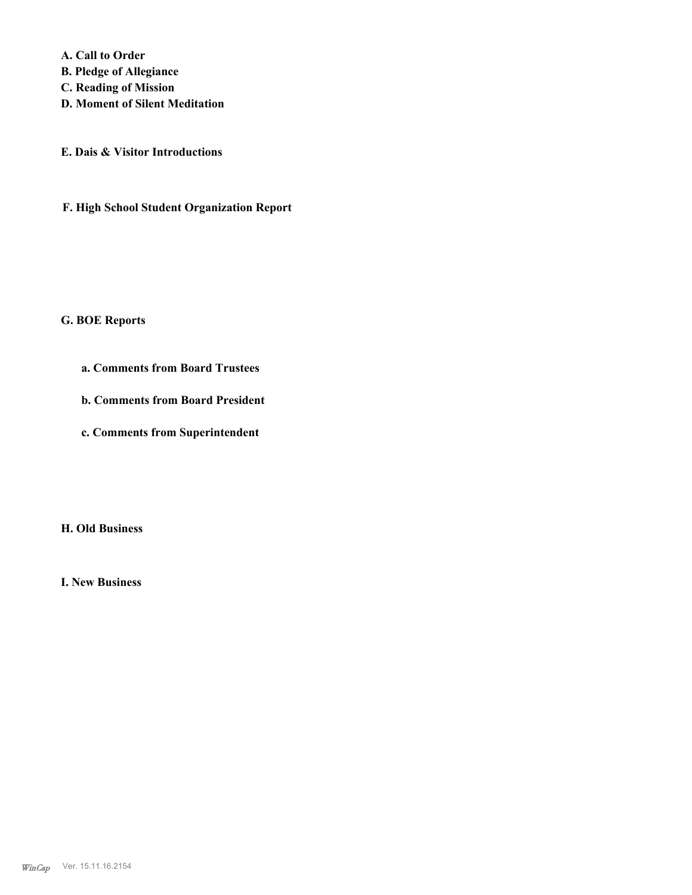**A. Call to Order**
**B. Pledge of Allegiance**
**C. Reading of Mission**
**D. Moment of Silent Meditation**

**E. Dais & Visitor Introductions**

**F. High School Student Organization Report**

**G. BOE Reports**

**a. Comments from Board Trustees**

**b. Comments from Board President**

**c. Comments from Superintendent**

**H. Old Business**

**I. New Business**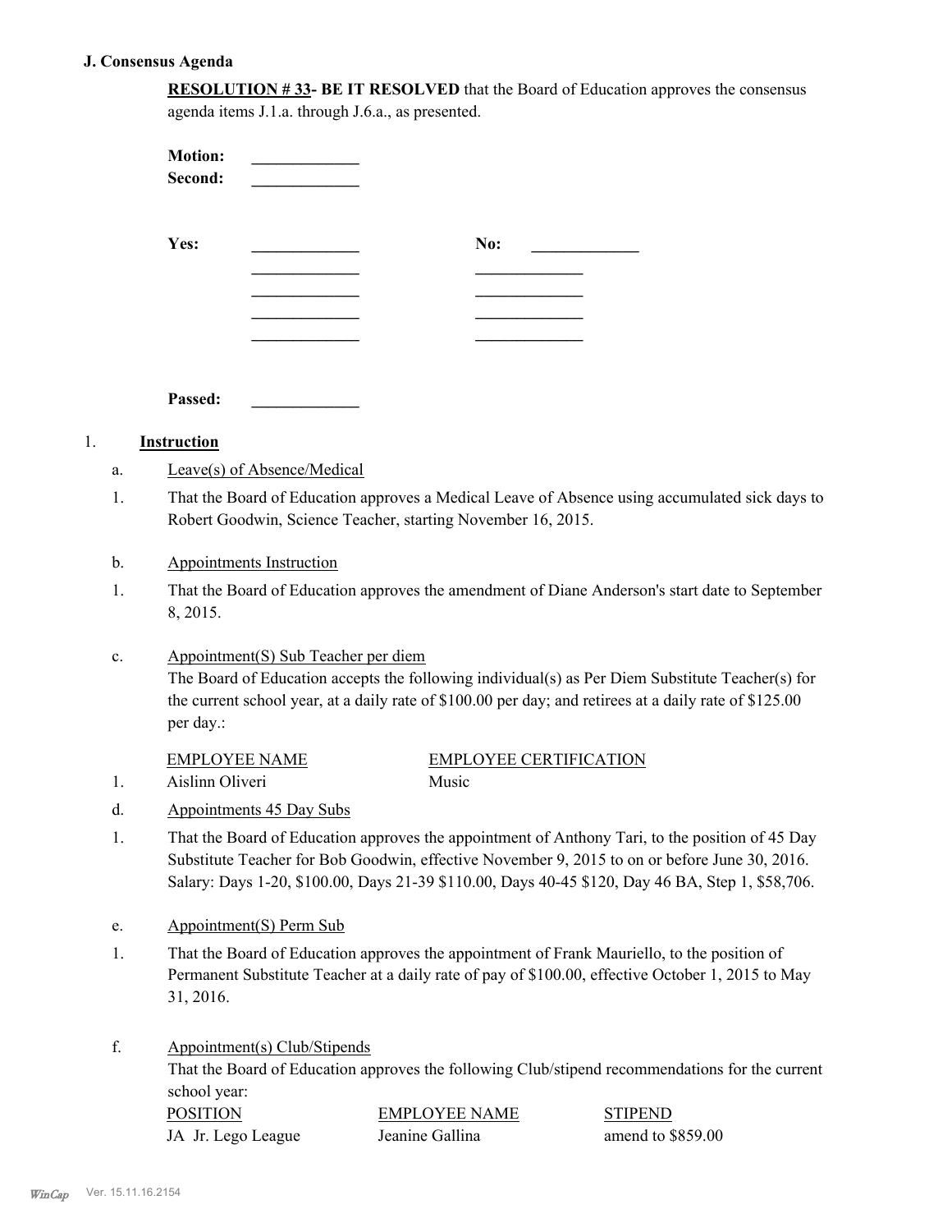### J. Consensus Agenda

**RESOLUTION # 33- BE IT RESOLVED** that the Board of Education approves the consensus agenda items J.1.a. through J.6.a., as presented.

**Motion:** _____________
**Second:** _____________

**Yes:** _____________ **No:** _____________
_____________ _____________
_____________ _____________
_____________ _____________
_____________ _____________

**Passed:** _____________

1. **Instruction**

a. Leave(s) of Absence/Medical

1. That the Board of Education approves a Medical Leave of Absence using accumulated sick days to Robert Goodwin, Science Teacher, starting November 16, 2015.

b. Appointments Instruction

1. That the Board of Education approves the amendment of Diane Anderson's start date to September 8, 2015.

c. Appointment(S) Sub Teacher per diem

The Board of Education accepts the following individual(s) as Per Diem Substitute Teacher(s) for the current school year, at a daily rate of $100.00 per day; and retirees at a daily rate of $125.00 per day.:

| | EMPLOYEE NAME | EMPLOYEE CERTIFICATION |
|---|---|---|
| 1. | Aislinn Oliveri | Music |

d. Appointments 45 Day Subs

1. That the Board of Education approves the appointment of Anthony Tari, to the position of 45 Day Substitute Teacher for Bob Goodwin, effective November 9, 2015 to on or before June 30, 2016. Salary: Days 1-20, $100.00, Days 21-39 $110.00, Days 40-45 $120, Day 46 BA, Step 1, $58,706.

e. Appointment(S) Perm Sub

1. That the Board of Education approves the appointment of Frank Mauriello, to the position of Permanent Substitute Teacher at a daily rate of pay of $100.00, effective October 1, 2015 to May 31, 2016.

f. Appointment(s) Club/Stipends

That the Board of Education approves the following Club/stipend recommendations for the current school year:

| POSITION | EMPLOYEE NAME | STIPEND |
|---|---|---|
| JA Jr. Lego League | Jeanine Gallina | amend to $859.00 |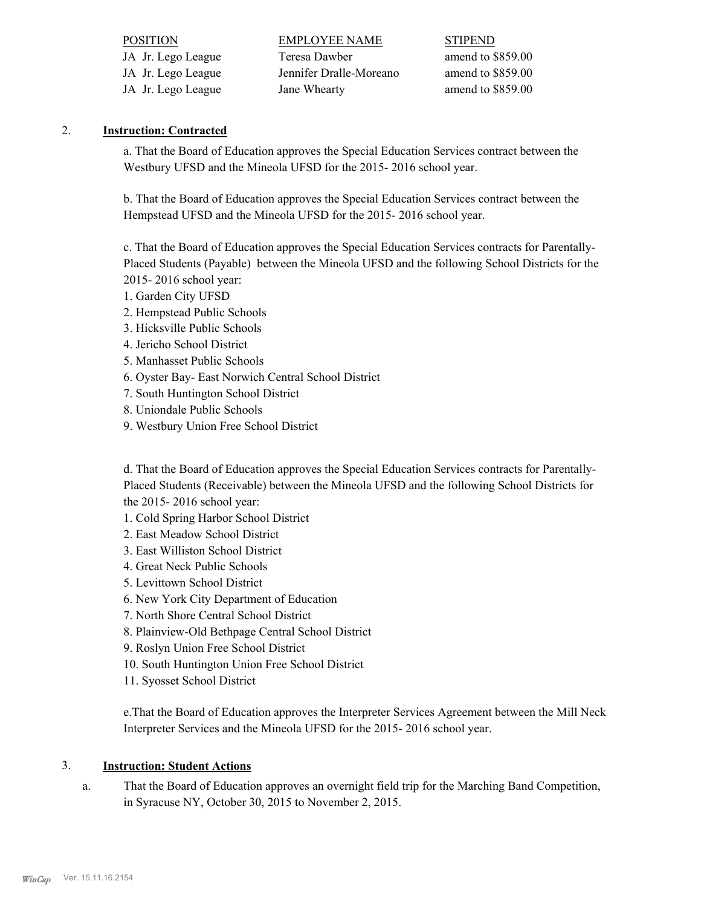| POSITION | EMPLOYEE NAME | STIPEND |
| --- | --- | --- |
| JA Jr. Lego League | Teresa Dawber | amend to $859.00 |
| JA Jr. Lego League | Jennifer Dralle-Moreano | amend to $859.00 |
| JA Jr. Lego League | Jane Whearty | amend to $859.00 |

2. **Instruction: Contracted**

a. That the Board of Education approves the Special Education Services contract between the Westbury UFSD and the Mineola UFSD for the 2015- 2016 school year.

b. That the Board of Education approves the Special Education Services contract between the Hempstead UFSD and the Mineola UFSD for the 2015- 2016 school year.

c. That the Board of Education approves the Special Education Services contracts for Parentally-Placed Students (Payable) between the Mineola UFSD and the following School Districts for the 2015- 2016 school year:

1. Garden City UFSD
2. Hempstead Public Schools
3. Hicksville Public Schools
4. Jericho School District
5. Manhasset Public Schools
6. Oyster Bay- East Norwich Central School District
7. South Huntington School District
8. Uniondale Public Schools
9. Westbury Union Free School District

d. That the Board of Education approves the Special Education Services contracts for Parentally-Placed Students (Receivable) between the Mineola UFSD and the following School Districts for the 2015- 2016 school year:

1. Cold Spring Harbor School District
2. East Meadow School District
3. East Williston School District
4. Great Neck Public Schools
5. Levittown School District
6. New York City Department of Education
7. North Shore Central School District
8. Plainview-Old Bethpage Central School District
9. Roslyn Union Free School District
10. South Huntington Union Free School District
11. Syosset School District

e.That the Board of Education approves the Interpreter Services Agreement between the Mill Neck Interpreter Services and the Mineola UFSD for the 2015- 2016 school year.

3. **Instruction: Student Actions**

a. That the Board of Education approves an overnight field trip for the Marching Band Competition, in Syracuse NY, October 30, 2015 to November 2, 2015.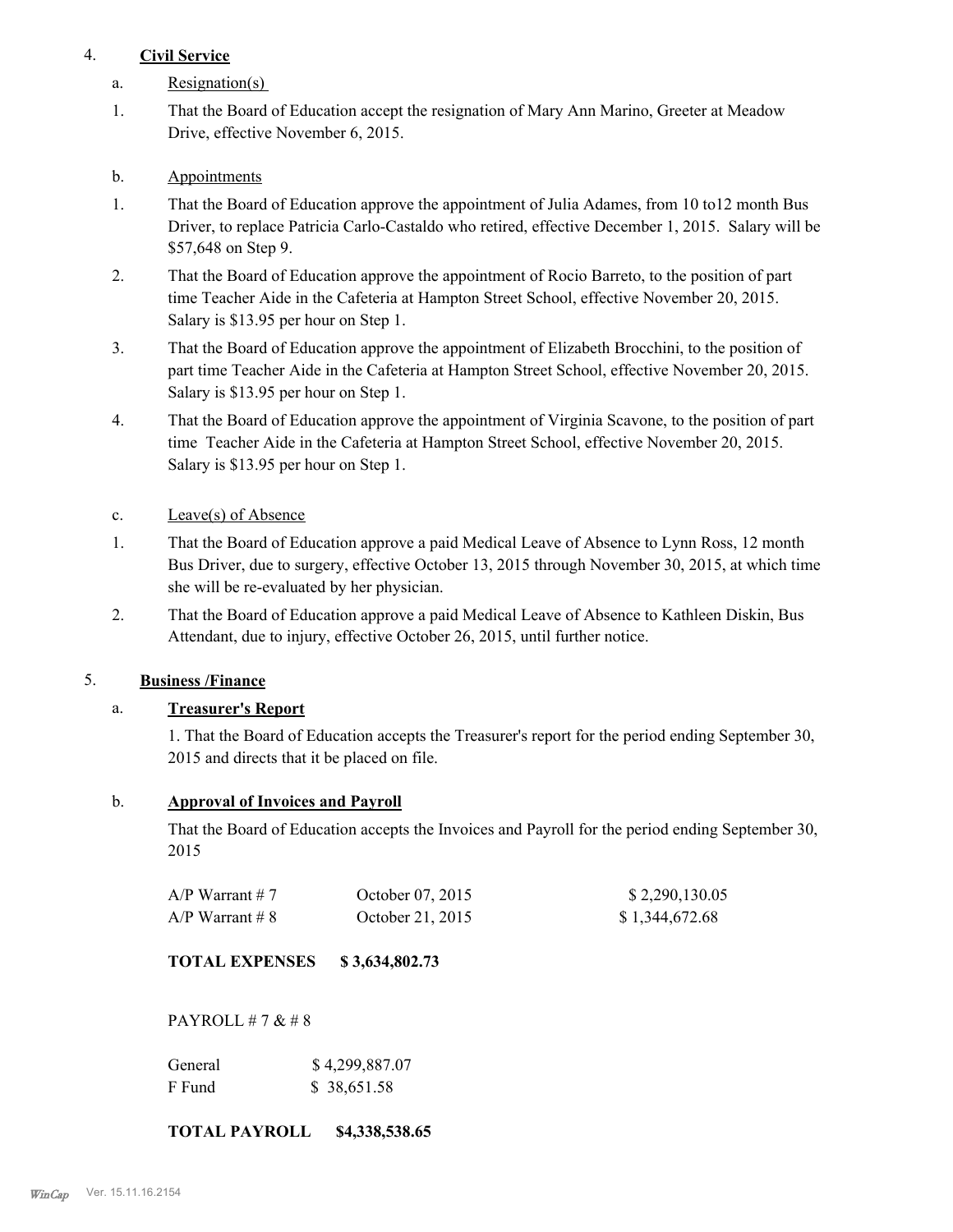4. **Civil Service**

a. Resignation(s)

1. That the Board of Education accept the resignation of Mary Ann Marino, Greeter at Meadow Drive, effective November 6, 2015.

b. Appointments

1. That the Board of Education approve the appointment of Julia Adames, from 10 to12 month Bus Driver, to replace Patricia Carlo-Castaldo who retired, effective December 1, 2015. Salary will be $57,648 on Step 9.
2. That the Board of Education approve the appointment of Rocio Barreto, to the position of part time Teacher Aide in the Cafeteria at Hampton Street School, effective November 20, 2015. Salary is $13.95 per hour on Step 1.
3. That the Board of Education approve the appointment of Elizabeth Brocchini, to the position of part time Teacher Aide in the Cafeteria at Hampton Street School, effective November 20, 2015. Salary is $13.95 per hour on Step 1.
4. That the Board of Education approve the appointment of Virginia Scavone, to the position of part time Teacher Aide in the Cafeteria at Hampton Street School, effective November 20, 2015. Salary is $13.95 per hour on Step 1.

c. Leave(s) of Absence

1. That the Board of Education approve a paid Medical Leave of Absence to Lynn Ross, 12 month Bus Driver, due to surgery, effective October 13, 2015 through November 30, 2015, at which time she will be re-evaluated by her physician.
2. That the Board of Education approve a paid Medical Leave of Absence to Kathleen Diskin, Bus Attendant, due to injury, effective October 26, 2015, until further notice.

5. **Business /Finance**

a. **Treasurer's Report**

1. That the Board of Education accepts the Treasurer's report for the period ending September 30, 2015 and directs that it be placed on file.

b. **Approval of Invoices and Payroll**

That the Board of Education accepts the Invoices and Payroll for the period ending September 30, 2015

| | | |
|---|---|---|
| A/P Warrant # 7 | October 07, 2015 | $ 2,290,130.05 |
| A/P Warrant # 8 | October 21, 2015 | $ 1,344,672.68 |

**TOTAL EXPENSES $ 3,634,802.73**

PAYROLL # 7 & # 8

| | |
|---|---|
| General | $ 4,299,887.07 |
| F Fund | $ 38,651.58 |

**TOTAL PAYROLL $4,338,538.65**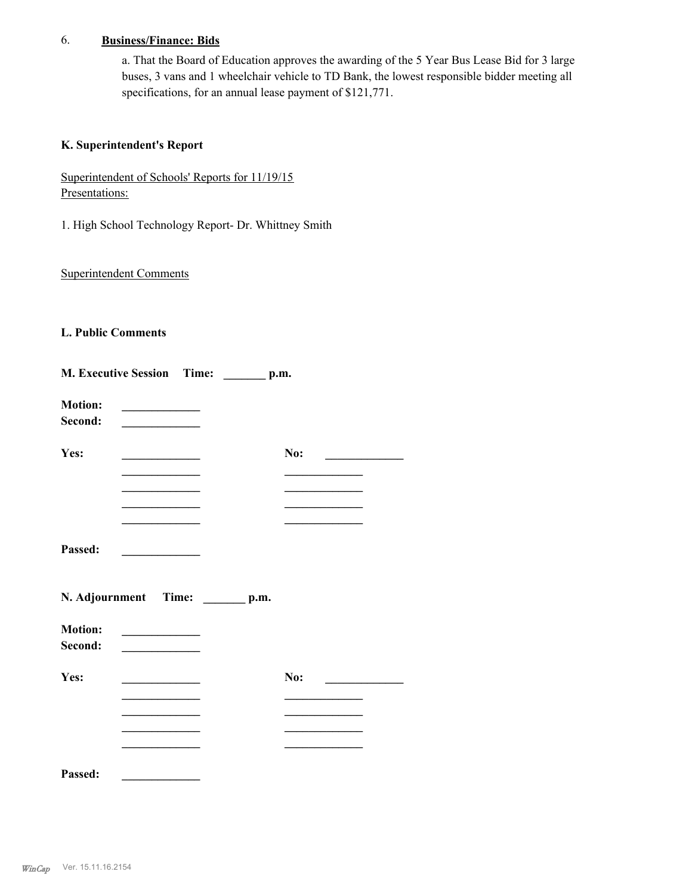6. **Business/Finance: Bids**

a. That the Board of Education approves the awarding of the 5 Year Bus Lease Bid for 3 large buses, 3 vans and 1 wheelchair vehicle to TD Bank, the lowest responsible bidder meeting all specifications, for an annual lease payment of $121,771.

**K. Superintendent's Report**

Superintendent of Schools' Reports for 11/19/15
Presentations:

1. High School Technology Report- Dr. Whittney Smith

Superintendent Comments

**L. Public Comments**

**M. Executive Session Time: _______ p.m.**

**Motion:** _____________
**Second:** _____________

**Yes:** _____________ **No:** _____________

_____________ _____________
_____________ _____________
_____________ _____________
_____________ _____________

**Passed:** _____________

**N. Adjournment Time: _______ p.m.**

**Motion:** _____________
**Second:** _____________

**Yes:** _____________ **No:** _____________

_____________ _____________
_____________ _____________
_____________ _____________
_____________ _____________

**Passed:** _____________

WinCap Ver. 15.11.16.2154